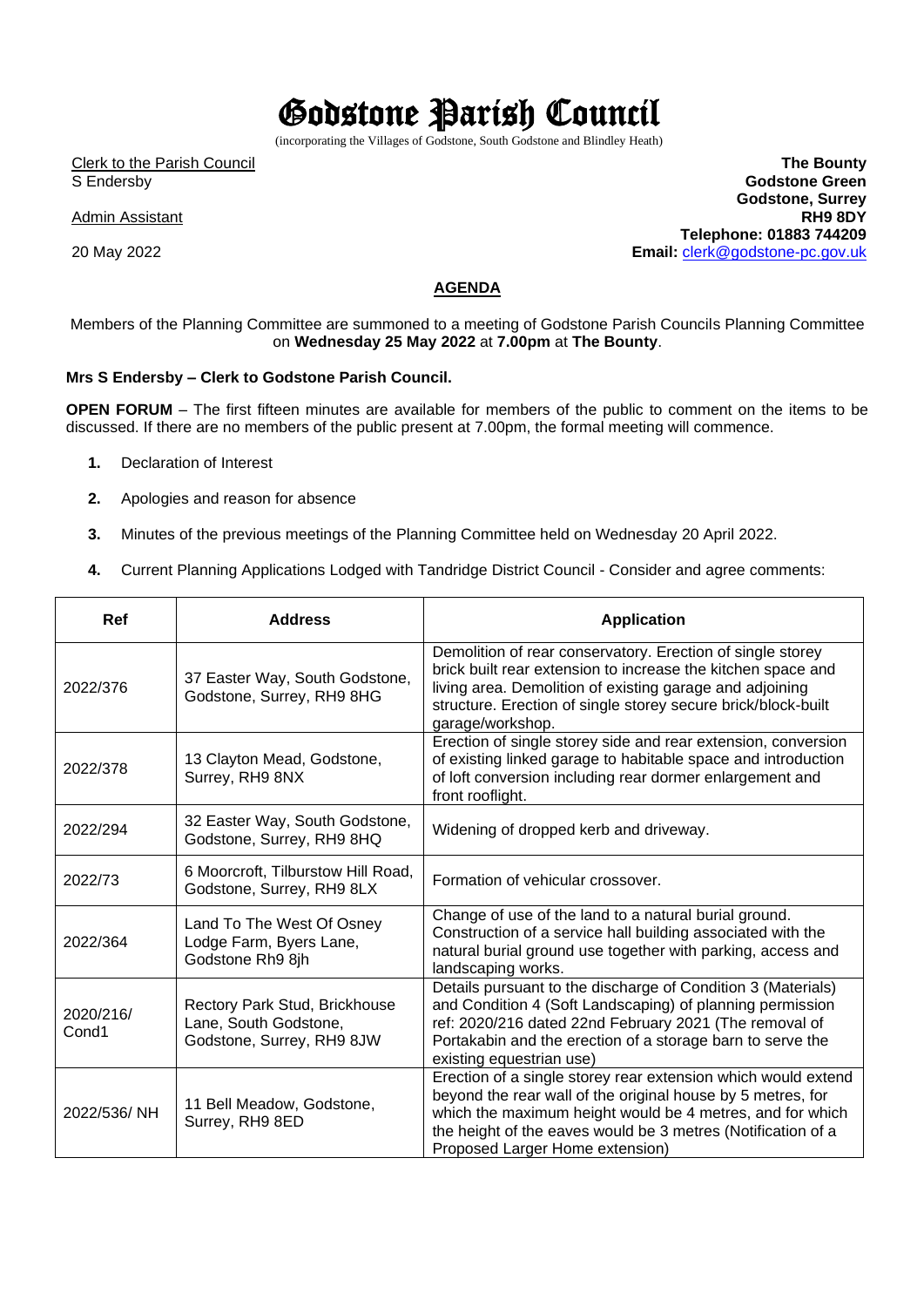# Godstone Parish Council

(incorporating the Villages of Godstone, South Godstone and Blindley Heath)

Clerk to the Parish Council
S Endersby

Admin Assistant

20 May 2022

**The Bounty**
**Godstone Green**
**Godstone, Surrey**
**RH9 8DY**
**Telephone: 01883 744209**
**Email:** clerk@godstone-pc.gov.uk

## AGENDA

Members of the Planning Committee are summoned to a meeting of Godstone Parish Councils Planning Committee on **Wednesday 25 May 2022** at **7.00pm** at **The Bounty**.

**Mrs S Endersby – Clerk to Godstone Parish Council.**

**OPEN FORUM** – The first fifteen minutes are available for members of the public to comment on the items to be discussed. If there are no members of the public present at 7.00pm, the formal meeting will commence.

1. Declaration of Interest
2. Apologies and reason for absence
3. Minutes of the previous meetings of the Planning Committee held on Wednesday 20 April 2022.
4. Current Planning Applications Lodged with Tandridge District Council - Consider and agree comments:

| Ref | Address | Application |
|---|---|---|
| 2022/376 | 37 Easter Way, South Godstone, Godstone, Surrey, RH9 8HG | Demolition of rear conservatory. Erection of single storey brick built rear extension to increase the kitchen space and living area. Demolition of existing garage and adjoining structure. Erection of single storey secure brick/block-built garage/workshop. |
| 2022/378 | 13 Clayton Mead, Godstone, Surrey, RH9 8NX | Erection of single storey side and rear extension, conversion of existing linked garage to habitable space and introduction of loft conversion including rear dormer enlargement and front rooflight. |
| 2022/294 | 32 Easter Way, South Godstone, Godstone, Surrey, RH9 8HQ | Widening of dropped kerb and driveway. |
| 2022/73 | 6 Moorcroft, Tilburstow Hill Road, Godstone, Surrey, RH9 8LX | Formation of vehicular crossover. |
| 2022/364 | Land To The West Of Osney Lodge Farm, Byers Lane, Godstone Rh9 8jh | Change of use of the land to a natural burial ground. Construction of a service hall building associated with the natural burial ground use together with parking, access and landscaping works. |
| 2020/216/ Cond1 | Rectory Park Stud, Brickhouse Lane, South Godstone, Godstone, Surrey, RH9 8JW | Details pursuant to the discharge of Condition 3 (Materials) and Condition 4 (Soft Landscaping) of planning permission ref: 2020/216 dated 22nd February 2021 (The removal of Portakabin and the erection of a storage barn to serve the existing equestrian use) |
| 2022/536/ NH | 11 Bell Meadow, Godstone, Surrey, RH9 8ED | Erection of a single storey rear extension which would extend beyond the rear wall of the original house by 5 metres, for which the maximum height would be 4 metres, and for which the height of the eaves would be 3 metres (Notification of a Proposed Larger Home extension) |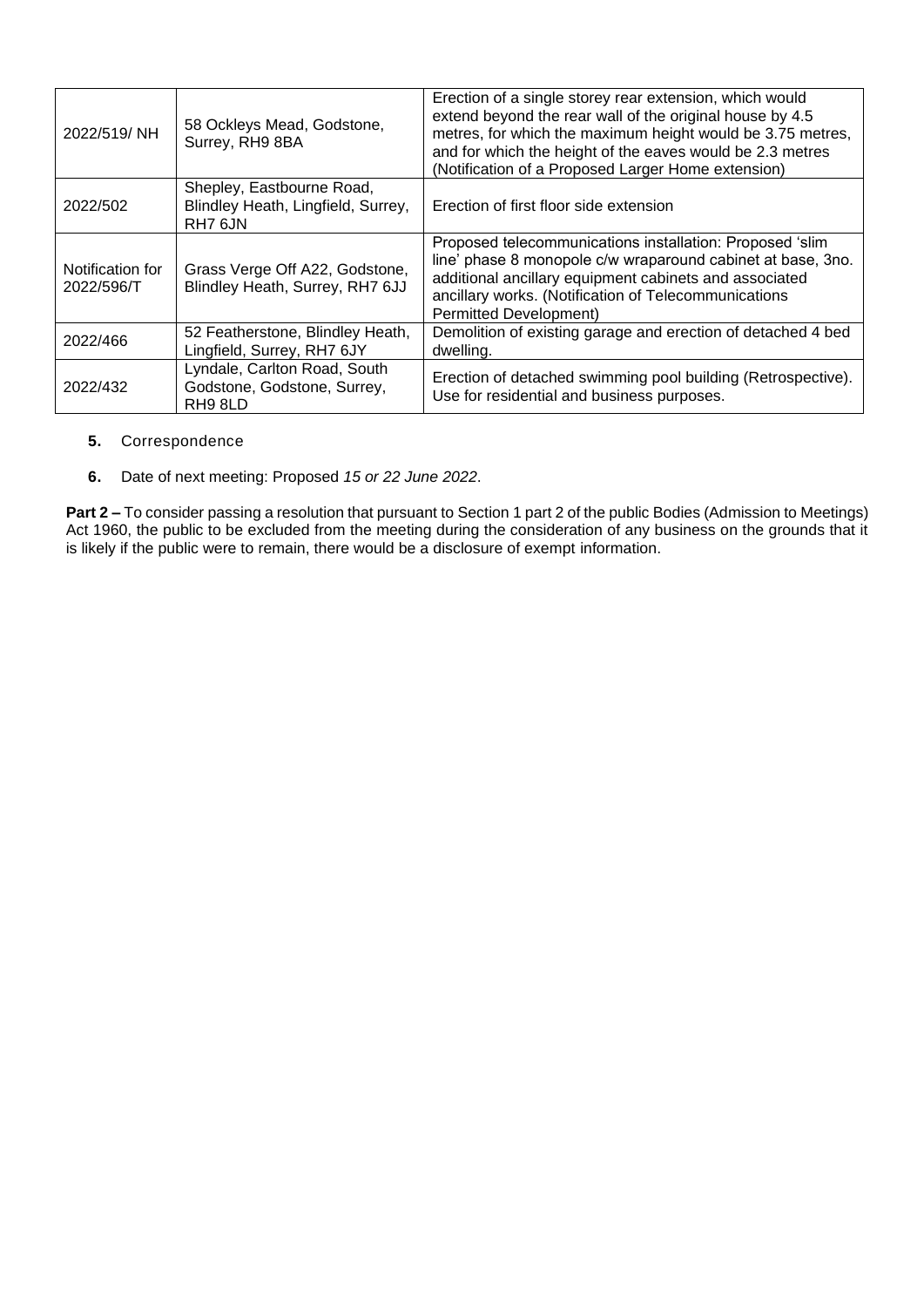| | | |
|---|---|---|
| 2022/519/ NH | 58 Ockleys Mead, Godstone, Surrey, RH9 8BA | Erection of a single storey rear extension, which would extend beyond the rear wall of the original house by 4.5 metres, for which the maximum height would be 3.75 metres, and for which the height of the eaves would be 2.3 metres (Notification of a Proposed Larger Home extension) |
| 2022/502 | Shepley, Eastbourne Road, Blindley Heath, Lingfield, Surrey, RH7 6JN | Erection of first floor side extension |
| Notification for 2022/596/T | Grass Verge Off A22, Godstone, Blindley Heath, Surrey, RH7 6JJ | Proposed telecommunications installation: Proposed 'slim line' phase 8 monopole c/w wraparound cabinet at base, 3no. additional ancillary equipment cabinets and associated ancillary works. (Notification of Telecommunications Permitted Development) |
| 2022/466 | 52 Featherstone, Blindley Heath, Lingfield, Surrey, RH7 6JY | Demolition of existing garage and erection of detached 4 bed dwelling. |
| 2022/432 | Lyndale, Carlton Road, South Godstone, Godstone, Surrey, RH9 8LD | Erection of detached swimming pool building (Retrospective). Use for residential and business purposes. |

**5.** Correspondence

**6.** Date of next meeting: Proposed *15 or 22 June 2022*.

**Part 2 –** To consider passing a resolution that pursuant to Section 1 part 2 of the public Bodies (Admission to Meetings) Act 1960, the public to be excluded from the meeting during the consideration of any business on the grounds that it is likely if the public were to remain, there would be a disclosure of exempt information.